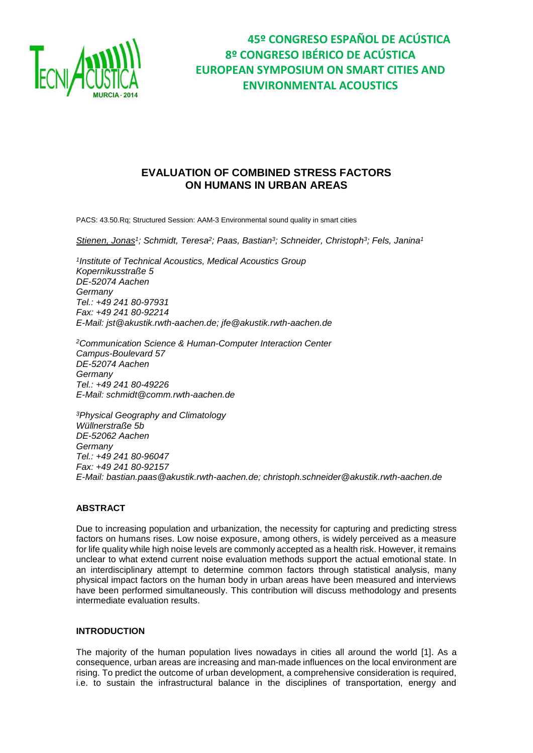**45º CONGRESO ESPAÑOL DE ACÚSTICA**
**8º CONGRESO IBÉRICO DE ACÚSTICA**
**EUROPEAN SYMPOSIUM ON SMART CITIES AND ENVIRONMENTAL ACOUSTICS**

# EVALUATION OF COMBINED STRESS FACTORS ON HUMANS IN URBAN AREAS

PACS: 43.50.Rq; Structured Session: AAM-3 Environmental sound quality in smart cities

*Stienen, Jonas[1]; Schmidt, Teresa[2]; Paas, Bastian[3]; Schneider, Christoph[3]; Fels, Janina[1]*

*[1]Institute of Technical Acoustics, Medical Acoustics Group*
*Kopernikusstraße 5*
*DE-52074 Aachen*
*Germany*
*Tel.: +49 241 80-97931*
*Fax: +49 241 80-92214*
*E-Mail: jst@akustik.rwth-aachen.de; jfe@akustik.rwth-aachen.de*

*[2]Communication Science & Human-Computer Interaction Center*
*Campus-Boulevard 57*
*DE-52074 Aachen*
*Germany*
*Tel.: +49 241 80-49226*
*E-Mail: schmidt@comm.rwth-aachen.de*

*[3]Physical Geography and Climatology*
*Wüllnerstraße 5b*
*DE-52062 Aachen*
*Germany*
*Tel.: +49 241 80-96047*
*Fax: +49 241 80-92157*
*E-Mail: bastian.paas@akustik.rwth-aachen.de; christoph.schneider@akustik.rwth-aachen.de*

## ABSTRACT

Due to increasing population and urbanization, the necessity for capturing and predicting stress factors on humans rises. Low noise exposure, among others, is widely perceived as a measure for life quality while high noise levels are commonly accepted as a health risk. However, it remains unclear to what extend current noise evaluation methods support the actual emotional state. In an interdisciplinary attempt to determine common factors through statistical analysis, many physical impact factors on the human body in urban areas have been measured and interviews have been performed simultaneously. This contribution will discuss methodology and presents intermediate evaluation results.

## INTRODUCTION

The majority of the human population lives nowadays in cities all around the world [1]. As a consequence, urban areas are increasing and man-made influences on the local environment are rising. To predict the outcome of urban development, a comprehensive consideration is required, i.e. to sustain the infrastructural balance in the disciplines of transportation, energy and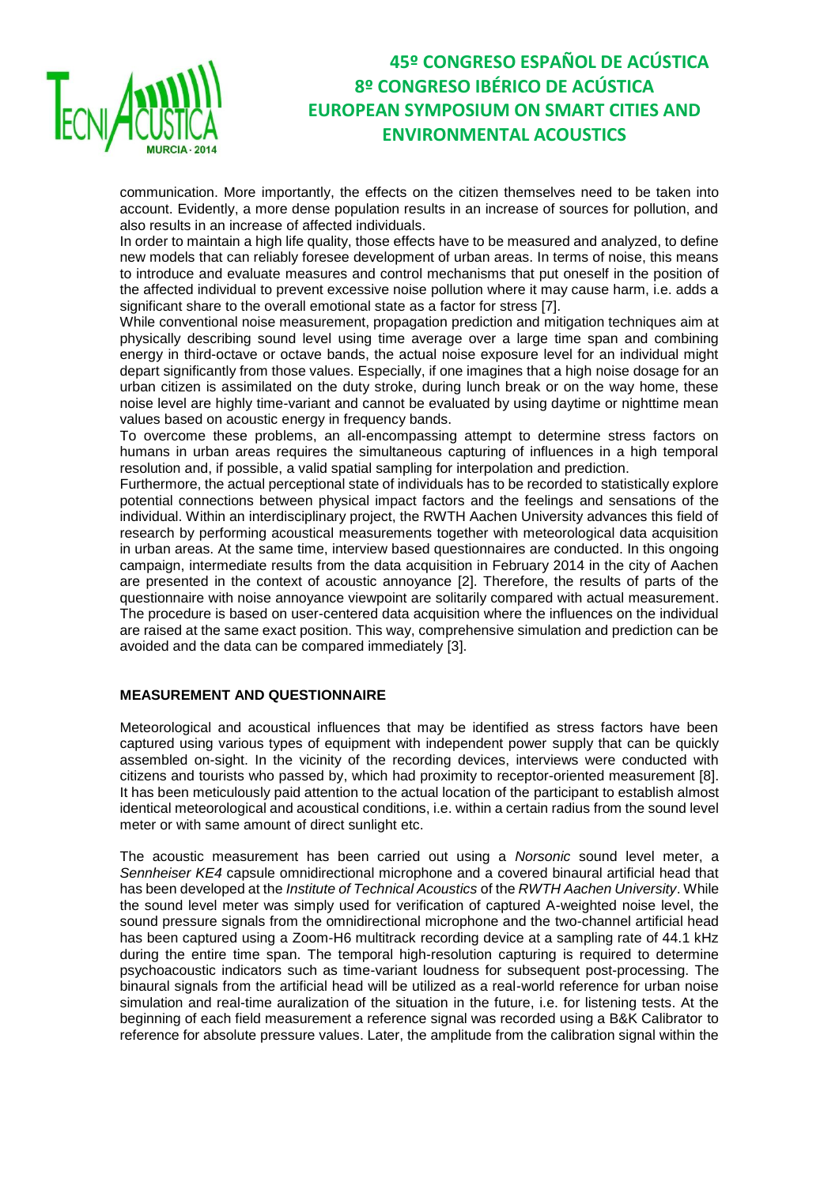communication. More importantly, the effects on the citizen themselves need to be taken into account. Evidently, a more dense population results in an increase of sources for pollution, and also results in an increase of affected individuals.

In order to maintain a high life quality, those effects have to be measured and analyzed, to define new models that can reliably foresee development of urban areas. In terms of noise, this means to introduce and evaluate measures and control mechanisms that put oneself in the position of the affected individual to prevent excessive noise pollution where it may cause harm, i.e. adds a significant share to the overall emotional state as a factor for stress [7].

While conventional noise measurement, propagation prediction and mitigation techniques aim at physically describing sound level using time average over a large time span and combining energy in third-octave or octave bands, the actual noise exposure level for an individual might depart significantly from those values. Especially, if one imagines that a high noise dosage for an urban citizen is assimilated on the duty stroke, during lunch break or on the way home, these noise level are highly time-variant and cannot be evaluated by using daytime or nighttime mean values based on acoustic energy in frequency bands.

To overcome these problems, an all-encompassing attempt to determine stress factors on humans in urban areas requires the simultaneous capturing of influences in a high temporal resolution and, if possible, a valid spatial sampling for interpolation and prediction.

Furthermore, the actual perceptional state of individuals has to be recorded to statistically explore potential connections between physical impact factors and the feelings and sensations of the individual. Within an interdisciplinary project, the RWTH Aachen University advances this field of research by performing acoustical measurements together with meteorological data acquisition in urban areas. At the same time, interview based questionnaires are conducted. In this ongoing campaign, intermediate results from the data acquisition in February 2014 in the city of Aachen are presented in the context of acoustic annoyance [2]. Therefore, the results of parts of the questionnaire with noise annoyance viewpoint are solitarily compared with actual measurement. The procedure is based on user-centered data acquisition where the influences on the individual are raised at the same exact position. This way, comprehensive simulation and prediction can be avoided and the data can be compared immediately [3].

## MEASUREMENT AND QUESTIONNAIRE

Meteorological and acoustical influences that may be identified as stress factors have been captured using various types of equipment with independent power supply that can be quickly assembled on-sight. In the vicinity of the recording devices, interviews were conducted with citizens and tourists who passed by, which had proximity to receptor-oriented measurement [8]. It has been meticulously paid attention to the actual location of the participant to establish almost identical meteorological and acoustical conditions, i.e. within a certain radius from the sound level meter or with same amount of direct sunlight etc.

The acoustic measurement has been carried out using a *Norsonic* sound level meter, a *Sennheiser KE4* capsule omnidirectional microphone and a covered binaural artificial head that has been developed at the *Institute of Technical Acoustics* of the *RWTH Aachen University*. While the sound level meter was simply used for verification of captured A-weighted noise level, the sound pressure signals from the omnidirectional microphone and the two-channel artificial head has been captured using a Zoom-H6 multitrack recording device at a sampling rate of 44.1 kHz during the entire time span. The temporal high-resolution capturing is required to determine psychoacoustic indicators such as time-variant loudness for subsequent post-processing. The binaural signals from the artificial head will be utilized as a real-world reference for urban noise simulation and real-time auralization of the situation in the future, i.e. for listening tests. At the beginning of each field measurement a reference signal was recorded using a B&K Calibrator to reference for absolute pressure values. Later, the amplitude from the calibration signal within the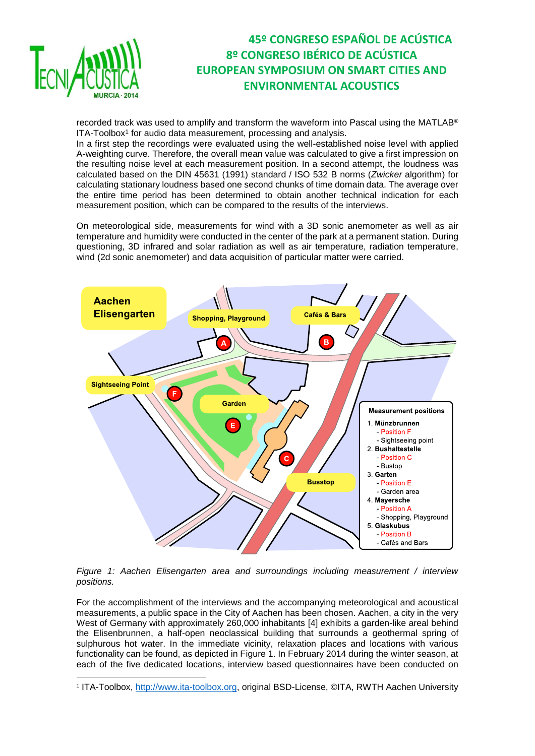recorded track was used to amplify and transform the waveform into Pascal using the MATLAB® ITA-Toolbox[1] for audio data measurement, processing and analysis.
In a first step the recordings were evaluated using the well-established noise level with applied A-weighting curve. Therefore, the overall mean value was calculated to give a first impression on the resulting noise level at each measurement position. In a second attempt, the loudness was calculated based on the DIN 45631 (1991) standard / ISO 532 B norms (*Zwicker* algorithm) for calculating stationary loudness based one second chunks of time domain data. The average over the entire time period has been determined to obtain another technical indication for each measurement position, which can be compared to the results of the interviews.

On meteorological side, measurements for wind with a 3D sonic anemometer as well as air temperature and humidity were conducted in the center of the park at a permanent station. During questioning, 3D infrared and solar radiation as well as air temperature, radiation temperature, wind (2d sonic anemometer) and data acquisition of particular matter were carried.

*Figure 1: Aachen Elisengarten area and surroundings including measurement / interview positions.*

For the accomplishment of the interviews and the accompanying meteorological and acoustical measurements, a public space in the City of Aachen has been chosen. Aachen, a city in the very West of Germany with approximately 260,000 inhabitants [4] exhibits a garden-like areal behind the Elisenbrunnen, a half-open neoclassical building that surrounds a geothermal spring of sulphurous hot water. In the immediate vicinity, relaxation places and locations with various functionality can be found, as depicted in Figure 1. In February 2014 during the winter season, at each of the five dedicated locations, interview based questionnaires have been conducted on

[1] ITA-Toolbox, http://www.ita-toolbox.org, original BSD-License, ©ITA, RWTH Aachen University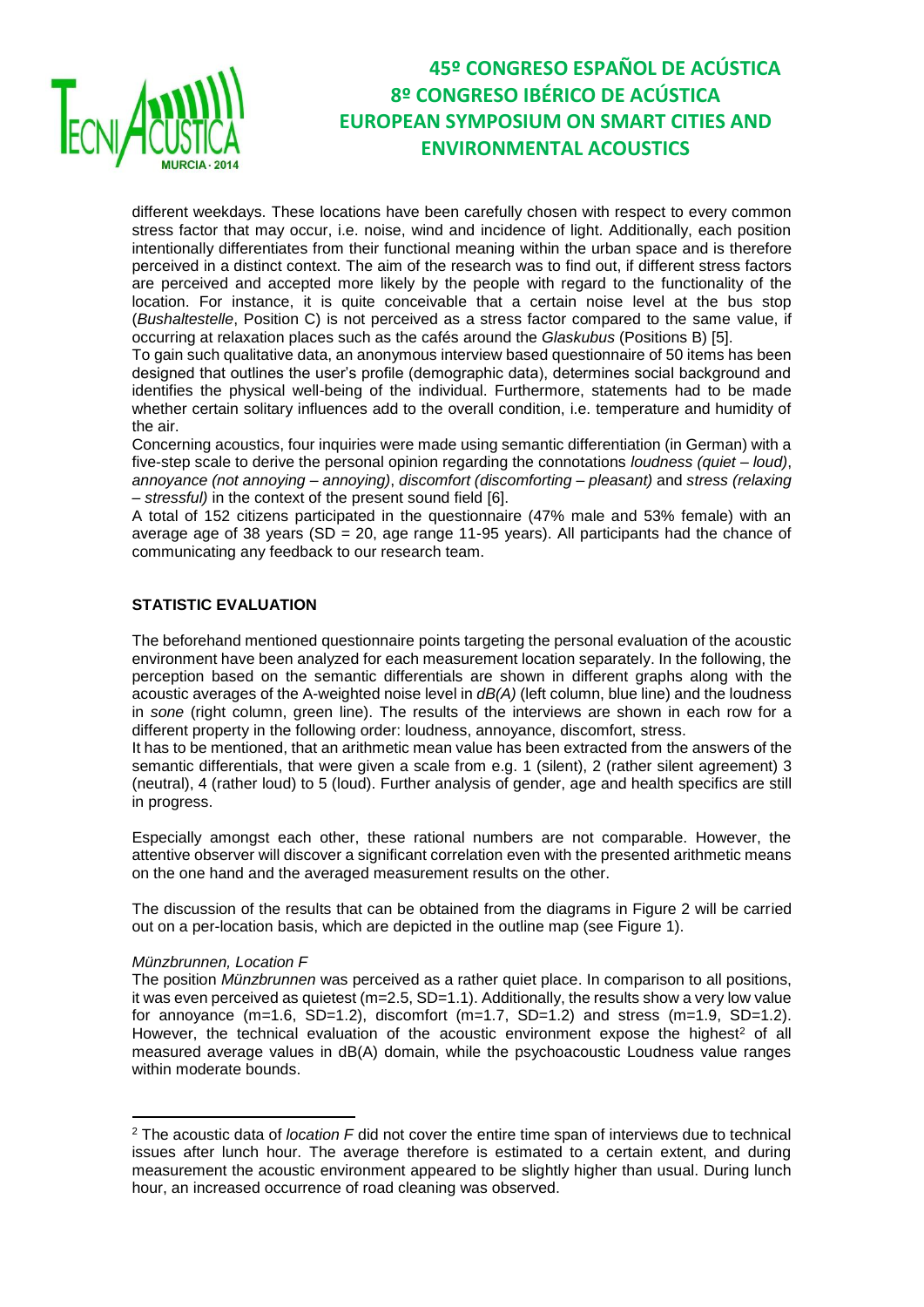different weekdays. These locations have been carefully chosen with respect to every common stress factor that may occur, i.e. noise, wind and incidence of light. Additionally, each position intentionally differentiates from their functional meaning within the urban space and is therefore perceived in a distinct context. The aim of the research was to find out, if different stress factors are perceived and accepted more likely by the people with regard to the functionality of the location. For instance, it is quite conceivable that a certain noise level at the bus stop (*Bushaltestelle*, Position C) is not perceived as a stress factor compared to the same value, if occurring at relaxation places such as the cafés around the *Glaskubus* (Positions B) [5].

To gain such qualitative data, an anonymous interview based questionnaire of 50 items has been designed that outlines the user's profile (demographic data), determines social background and identifies the physical well-being of the individual. Furthermore, statements had to be made whether certain solitary influences add to the overall condition, i.e. temperature and humidity of the air.

Concerning acoustics, four inquiries were made using semantic differentiation (in German) with a five-step scale to derive the personal opinion regarding the connotations *loudness (quiet – loud)*, *annoyance (not annoying – annoying)*, *discomfort (discomforting – pleasant)* and *stress (relaxing – stressful)* in the context of the present sound field [6].

A total of 152 citizens participated in the questionnaire (47% male and 53% female) with an average age of 38 years (SD = 20, age range 11-95 years). All participants had the chance of communicating any feedback to our research team.

## STATISTIC EVALUATION

The beforehand mentioned questionnaire points targeting the personal evaluation of the acoustic environment have been analyzed for each measurement location separately. In the following, the perception based on the semantic differentials are shown in different graphs along with the acoustic averages of the A-weighted noise level in *dB(A)* (left column, blue line) and the loudness in *sone* (right column, green line). The results of the interviews are shown in each row for a different property in the following order: loudness, annoyance, discomfort, stress.

It has to be mentioned, that an arithmetic mean value has been extracted from the answers of the semantic differentials, that were given a scale from e.g. 1 (silent), 2 (rather silent agreement) 3 (neutral), 4 (rather loud) to 5 (loud). Further analysis of gender, age and health specifics are still in progress.

Especially amongst each other, these rational numbers are not comparable. However, the attentive observer will discover a significant correlation even with the presented arithmetic means on the one hand and the averaged measurement results on the other.

The discussion of the results that can be obtained from the diagrams in Figure 2 will be carried out on a per-location basis, which are depicted in the outline map (see Figure 1).

*Münzbrunnen, Location F*

The position *Münzbrunnen* was perceived as a rather quiet place. In comparison to all positions, it was even perceived as quietest (m=2.5, SD=1.1). Additionally, the results show a very low value for annoyance (m=1.6, SD=1.2), discomfort (m=1.7, SD=1.2) and stress (m=1.9, SD=1.2). However, the technical evaluation of the acoustic environment expose the highest[2] of all measured average values in dB(A) domain, while the psychoacoustic Loudness value ranges within moderate bounds.

---

[2] The acoustic data of *location F* did not cover the entire time span of interviews due to technical issues after lunch hour. The average therefore is estimated to a certain extent, and during measurement the acoustic environment appeared to be slightly higher than usual. During lunch hour, an increased occurrence of road cleaning was observed.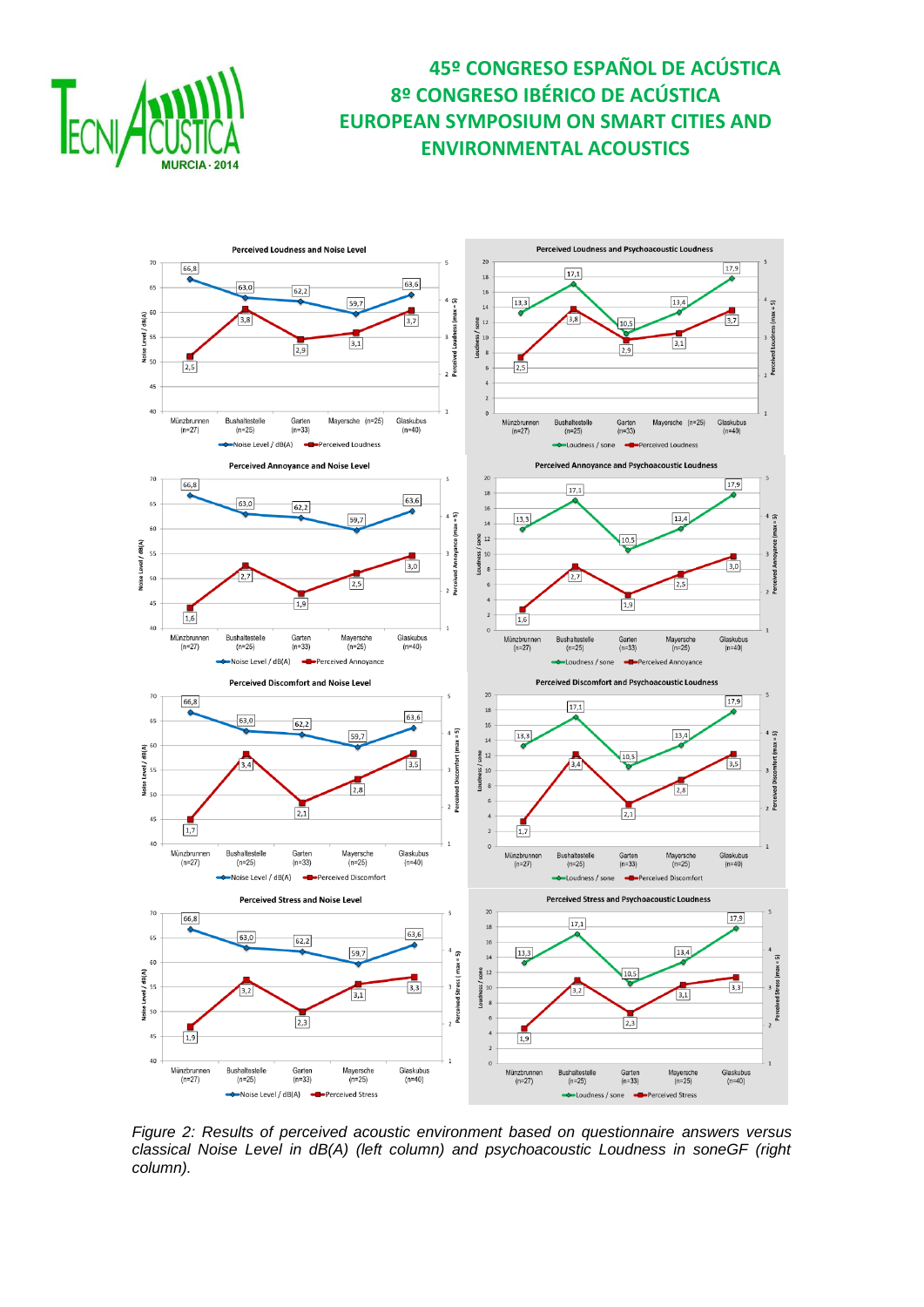*Figure 2: Results of perceived acoustic environment based on questionnaire answers versus classical Noise Level in dB(A) (left column) and psychoacoustic Loudness in soneGF (right column).*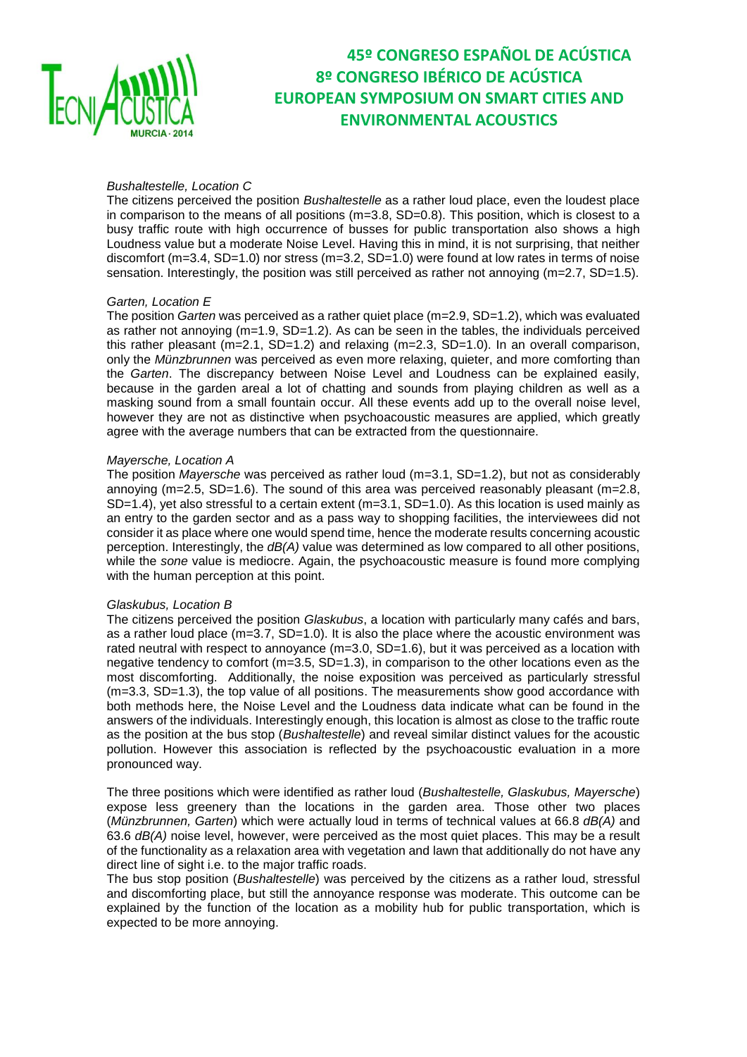*Bushaltestelle, Location C*

The citizens perceived the position *Bushaltestelle* as a rather loud place, even the loudest place in comparison to the means of all positions (m=3.8, SD=0.8). This position, which is closest to a busy traffic route with high occurrence of busses for public transportation also shows a high Loudness value but a moderate Noise Level. Having this in mind, it is not surprising, that neither discomfort (m=3.4, SD=1.0) nor stress (m=3.2, SD=1.0) were found at low rates in terms of noise sensation. Interestingly, the position was still perceived as rather not annoying (m=2.7, SD=1.5).

*Garten, Location E*

The position *Garten* was perceived as a rather quiet place (m=2.9, SD=1.2), which was evaluated as rather not annoying (m=1.9, SD=1.2). As can be seen in the tables, the individuals perceived this rather pleasant (m=2.1, SD=1.2) and relaxing (m=2.3, SD=1.0). In an overall comparison, only the *Münzbrunnen* was perceived as even more relaxing, quieter, and more comforting than the *Garten*. The discrepancy between Noise Level and Loudness can be explained easily, because in the garden areal a lot of chatting and sounds from playing children as well as a masking sound from a small fountain occur. All these events add up to the overall noise level, however they are not as distinctive when psychoacoustic measures are applied, which greatly agree with the average numbers that can be extracted from the questionnaire.

*Mayersche, Location A*

The position *Mayersche* was perceived as rather loud (m=3.1, SD=1.2), but not as considerably annoying (m=2.5, SD=1.6). The sound of this area was perceived reasonably pleasant (m=2.8, SD=1.4), yet also stressful to a certain extent (m=3.1, SD=1.0). As this location is used mainly as an entry to the garden sector and as a pass way to shopping facilities, the interviewees did not consider it as place where one would spend time, hence the moderate results concerning acoustic perception. Interestingly, the *dB(A)* value was determined as low compared to all other positions, while the *sone* value is mediocre. Again, the psychoacoustic measure is found more complying with the human perception at this point.

*Glaskubus, Location B*

The citizens perceived the position *Glaskubus*, a location with particularly many cafés and bars, as a rather loud place (m=3.7, SD=1.0). It is also the place where the acoustic environment was rated neutral with respect to annoyance (m=3.0, SD=1.6), but it was perceived as a location with negative tendency to comfort (m=3.5, SD=1.3), in comparison to the other locations even as the most discomforting. Additionally, the noise exposition was perceived as particularly stressful (m=3.3, SD=1.3), the top value of all positions. The measurements show good accordance with both methods here, the Noise Level and the Loudness data indicate what can be found in the answers of the individuals. Interestingly enough, this location is almost as close to the traffic route as the position at the bus stop (*Bushaltestelle*) and reveal similar distinct values for the acoustic pollution. However this association is reflected by the psychoacoustic evaluation in a more pronounced way.

The three positions which were identified as rather loud (*Bushaltestelle, Glaskubus, Mayersche*) expose less greenery than the locations in the garden area. Those other two places (*Münzbrunnen, Garten*) which were actually loud in terms of technical values at 66.8 *dB(A)* and 63.6 *dB(A)* noise level, however, were perceived as the most quiet places. This may be a result of the functionality as a relaxation area with vegetation and lawn that additionally do not have any direct line of sight i.e. to the major traffic roads.

The bus stop position (*Bushaltestelle*) was perceived by the citizens as a rather loud, stressful and discomforting place, but still the annoyance response was moderate. This outcome can be explained by the function of the location as a mobility hub for public transportation, which is expected to be more annoying.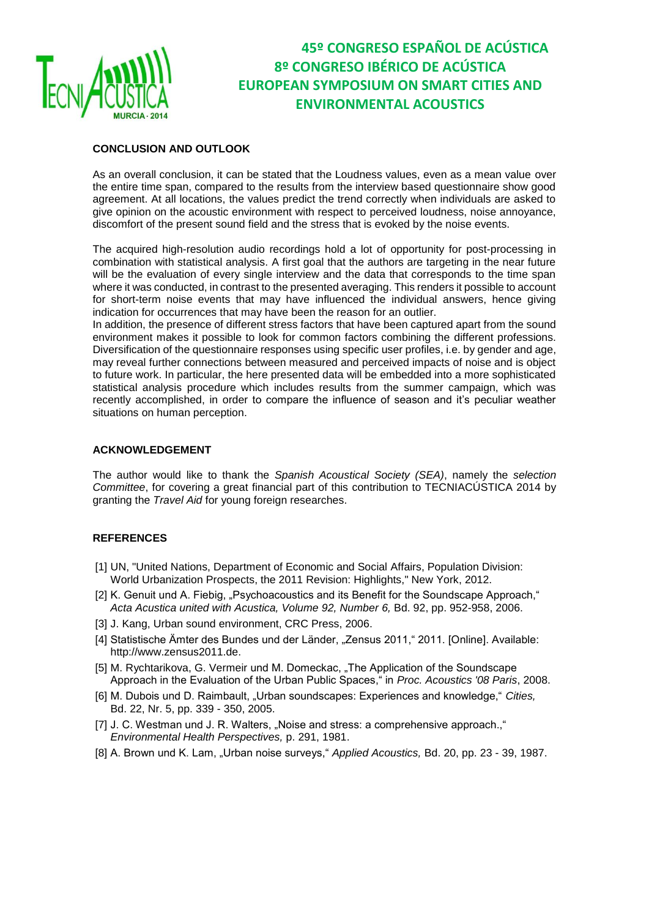## CONCLUSION AND OUTLOOK

As an overall conclusion, it can be stated that the Loudness values, even as a mean value over the entire time span, compared to the results from the interview based questionnaire show good agreement. At all locations, the values predict the trend correctly when individuals are asked to give opinion on the acoustic environment with respect to perceived loudness, noise annoyance, discomfort of the present sound field and the stress that is evoked by the noise events.

The acquired high-resolution audio recordings hold a lot of opportunity for post-processing in combination with statistical analysis. A first goal that the authors are targeting in the near future will be the evaluation of every single interview and the data that corresponds to the time span where it was conducted, in contrast to the presented averaging. This renders it possible to account for short-term noise events that may have influenced the individual answers, hence giving indication for occurrences that may have been the reason for an outlier.
In addition, the presence of different stress factors that have been captured apart from the sound environment makes it possible to look for common factors combining the different professions. Diversification of the questionnaire responses using specific user profiles, i.e. by gender and age, may reveal further connections between measured and perceived impacts of noise and is object to future work. In particular, the here presented data will be embedded into a more sophisticated statistical analysis procedure which includes results from the summer campaign, which was recently accomplished, in order to compare the influence of season and it's peculiar weather situations on human perception.

## ACKNOWLEDGEMENT

The author would like to thank the *Spanish Acoustical Society (SEA)*, namely the *selection Committee*, for covering a great financial part of this contribution to TECNIACÚSTICA 2014 by granting the *Travel Aid* for young foreign researches.

## REFERENCES

[1] UN, "United Nations, Department of Economic and Social Affairs, Population Division: World Urbanization Prospects, the 2011 Revision: Highlights," New York, 2012.

[2] K. Genuit und A. Fiebig, „Psychoacoustics and its Benefit for the Soundscape Approach," *Acta Acustica united with Acustica, Volume 92, Number 6,* Bd. 92, pp. 952-958, 2006.

[3] J. Kang, Urban sound environment, CRC Press, 2006.

[4] Statistische Ämter des Bundes und der Länder, „Zensus 2011," 2011. [Online]. Available: http://www.zensus2011.de.

[5] M. Rychtarikova, G. Vermeir und M. Domeckac, „The Application of the Soundscape Approach in the Evaluation of the Urban Public Spaces," in *Proc. Acoustics '08 Paris*, 2008.

[6] M. Dubois und D. Raimbault, „Urban soundscapes: Experiences and knowledge," *Cities,* Bd. 22, Nr. 5, pp. 339 - 350, 2005.

[7] J. C. Westman und J. R. Walters, „Noise and stress: a comprehensive approach.," *Environmental Health Perspectives,* p. 291, 1981.

[8] A. Brown und K. Lam, „Urban noise surveys," *Applied Acoustics,* Bd. 20, pp. 23 - 39, 1987.